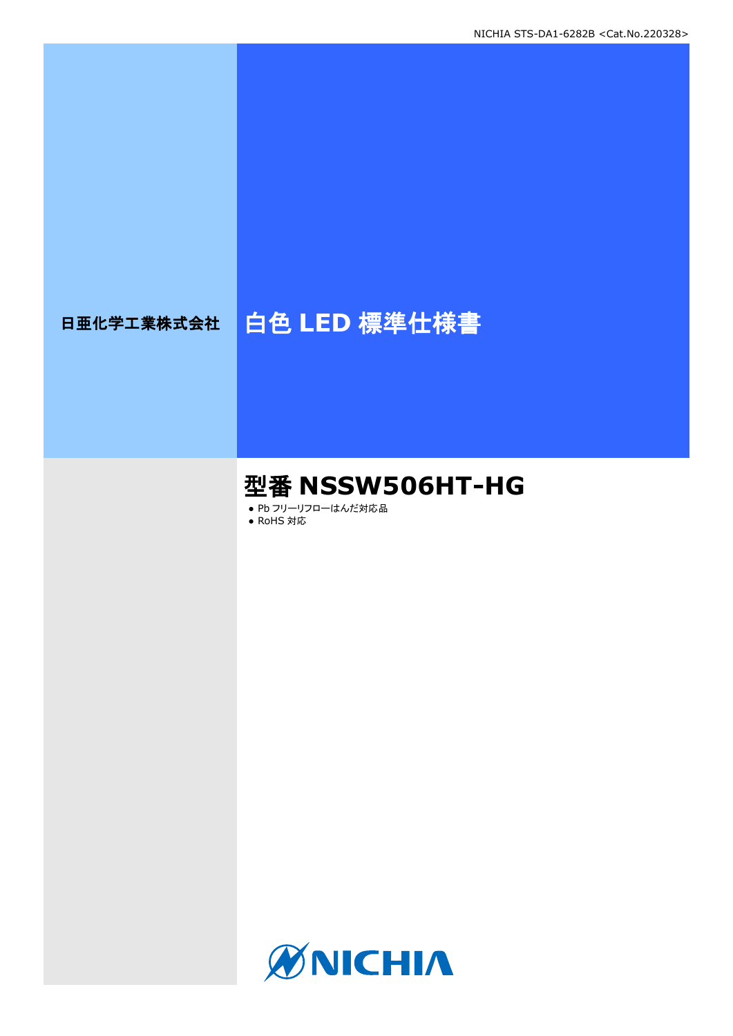日亜化学工業株式会社

# 白色 LED 標準仕様書

## 型番 NSSW506HT-HG

- Pb フリーリフローはんだ対応品
- RoHS 対応

NICHIA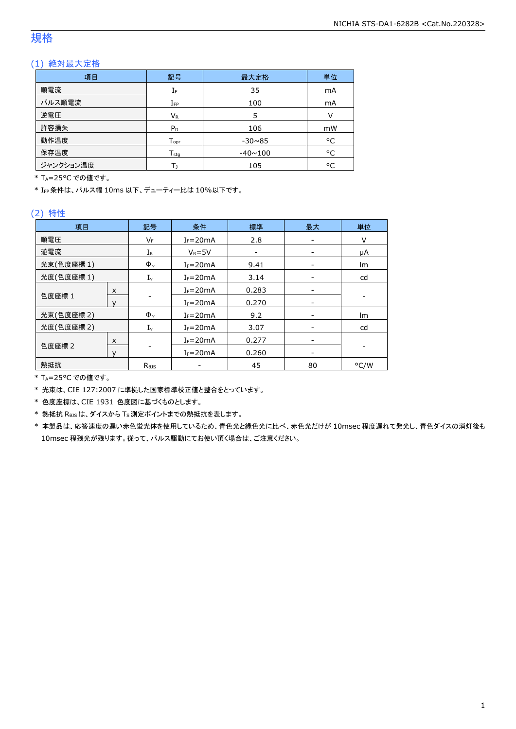# 規格

## (1) 絶対最大定格

| 項目 | 記号 | 最大定格 | 単位 |
|---|---|---|---|
| 順電流 | $I_F$ | 35 | mA |
| パルス順電流 | $I_{FP}$ | 100 | mA |
| 逆電圧 | $V_R$ | 5 | V |
| 許容損失 | $P_D$ | 106 | mW |
| 動作温度 | $T_{opr}$ | -30~85 | °C |
| 保存温度 | $T_{stg}$ | -40~100 | °C |
| ジャンクション温度 | $T_J$ | 105 | °C |

* $T_A$=25°C での値です。
* $I_{FP}$ 条件は、パルス幅 10ms 以下、デューティー比は 10%以下です。

## (2) 特性

| 項目 | | 記号 | 条件 | 標準 | 最大 | 単位 |
|---|---|---|---|---|---|---|
| 順電圧 | | $V_F$ | $I_F$=20mA | 2.8 | - | V |
| 逆電流 | | $I_R$ | $V_R$=5V | - | - | μA |
| 光束(色度座標 1) | | $\Phi_v$ | $I_F$=20mA | 9.41 | - | lm |
| 光度(色度座標 1) | | $I_v$ | $I_F$=20mA | 3.14 | - | cd |
| 色度座標 1 | x | - | $I_F$=20mA | 0.283 | - | - |
| | y | | $I_F$=20mA | 0.270 | - | |
| 光束(色度座標 2) | | $\Phi_v$ | $I_F$=20mA | 9.2 | - | lm |
| 光度(色度座標 2) | | $I_v$ | $I_F$=20mA | 3.07 | - | cd |
| 色度座標 2 | x | - | $I_F$=20mA | 0.277 | - | - |
| | y | | $I_F$=20mA | 0.260 | - | |
| 熱抵抗 | | $R_{\theta JS}$ | - | 45 | 80 | °C/W |

* $T_A$=25°C での値です。
* 光束は、CIE 127:2007 に準拠した国家標準校正値と整合をとっています。
* 色度座標は、CIE 1931 色度図に基づくものとします。
* 熱抵抗 $R_{\theta JS}$ は、ダイスから $T_S$ 測定ポイントまでの熱抵抗を表します。
* 本製品は、応答速度の遅い赤色蛍光体を使用しているため、青色光と緑色光に比べ、赤色光だけが 10msec 程度遅れて発光し、青色ダイスの消灯後も 10msec 程度残光が残ります。従って、パルス駆動にてお使い頂く場合は、ご注意ください。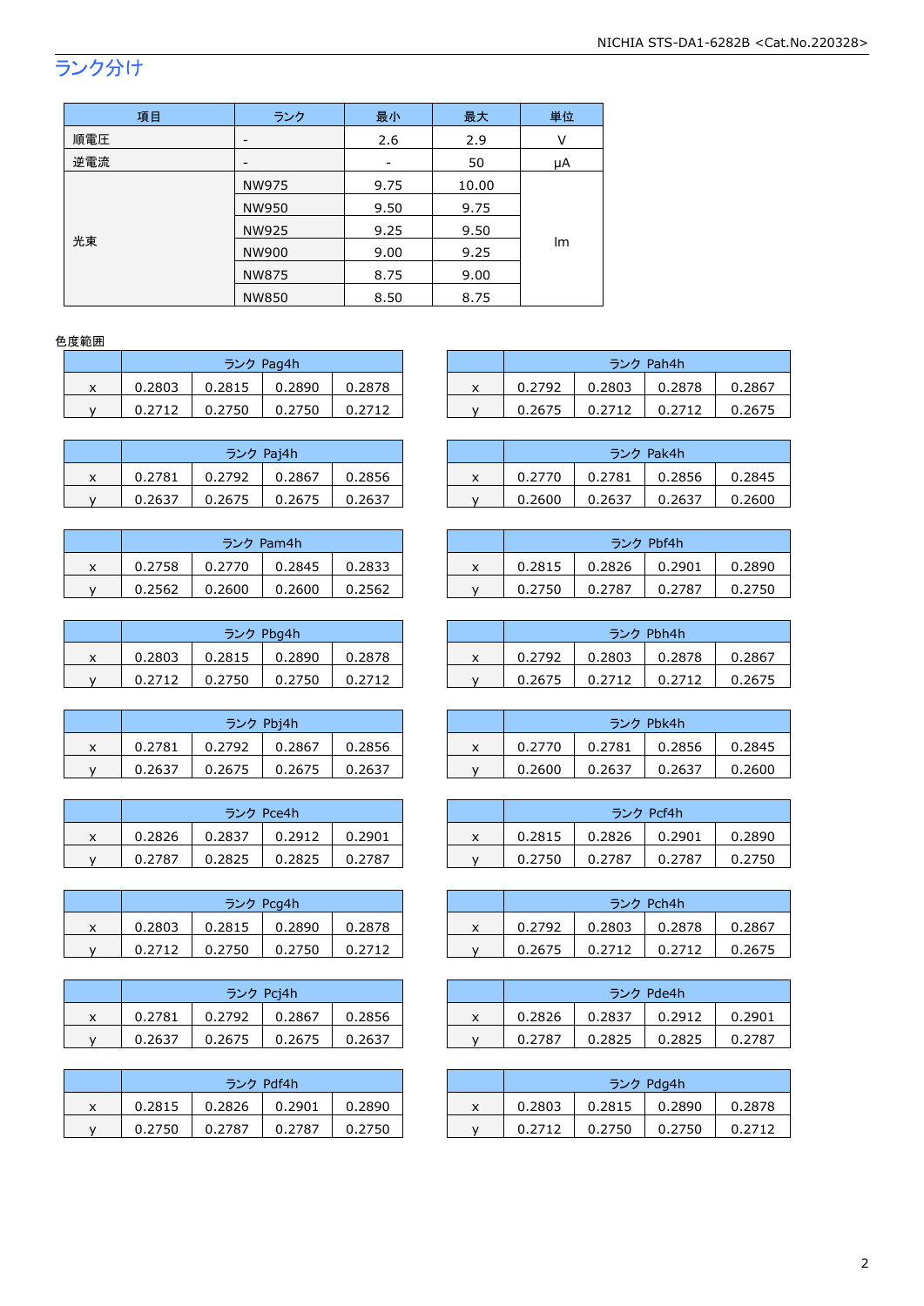## ランク分け

| 項目 | ランク | 最小 | 最大 | 単位 |
|---|---|---|---|---|
| 順電圧 | - | 2.6 | 2.9 | V |
| 逆電流 | - | - | 50 | μA |
| 光束 | NW975 | 9.75 | 10.00 | lm |
| | NW950 | 9.50 | 9.75 | |
| | NW925 | 9.25 | 9.50 | |
| | NW900 | 9.00 | 9.25 | |
| | NW875 | 8.75 | 9.00 | |
| | NW850 | 8.50 | 8.75 | |

色度範囲

| | ランク Pag4h | | | |
|---|---|---|---|---|
| x | 0.2803 | 0.2815 | 0.2890 | 0.2878 |
| y | 0.2712 | 0.2750 | 0.2750 | 0.2712 |

| | ランク Pah4h | | | |
|---|---|---|---|---|
| x | 0.2792 | 0.2803 | 0.2878 | 0.2867 |
| y | 0.2675 | 0.2712 | 0.2712 | 0.2675 |

| | ランク Paj4h | | | |
|---|---|---|---|---|
| x | 0.2781 | 0.2792 | 0.2867 | 0.2856 |
| y | 0.2637 | 0.2675 | 0.2675 | 0.2637 |

| | ランク Pak4h | | | |
|---|---|---|---|---|
| x | 0.2770 | 0.2781 | 0.2856 | 0.2845 |
| y | 0.2600 | 0.2637 | 0.2637 | 0.2600 |

| | ランク Pam4h | | | |
|---|---|---|---|---|
| x | 0.2758 | 0.2770 | 0.2845 | 0.2833 |
| y | 0.2562 | 0.2600 | 0.2600 | 0.2562 |

| | ランク Pbf4h | | | |
|---|---|---|---|---|
| x | 0.2815 | 0.2826 | 0.2901 | 0.2890 |
| y | 0.2750 | 0.2787 | 0.2787 | 0.2750 |

| | ランク Pbg4h | | | |
|---|---|---|---|---|
| x | 0.2803 | 0.2815 | 0.2890 | 0.2878 |
| y | 0.2712 | 0.2750 | 0.2750 | 0.2712 |

| | ランク Pbh4h | | | |
|---|---|---|---|---|
| x | 0.2792 | 0.2803 | 0.2878 | 0.2867 |
| y | 0.2675 | 0.2712 | 0.2712 | 0.2675 |

| | ランク Pbj4h | | | |
|---|---|---|---|---|
| x | 0.2781 | 0.2792 | 0.2867 | 0.2856 |
| y | 0.2637 | 0.2675 | 0.2675 | 0.2637 |

| | ランク Pbk4h | | | |
|---|---|---|---|---|
| x | 0.2770 | 0.2781 | 0.2856 | 0.2845 |
| y | 0.2600 | 0.2637 | 0.2637 | 0.2600 |

| | ランク Pce4h | | | |
|---|---|---|---|---|
| x | 0.2826 | 0.2837 | 0.2912 | 0.2901 |
| y | 0.2787 | 0.2825 | 0.2825 | 0.2787 |

| | ランク Pcf4h | | | |
|---|---|---|---|---|
| x | 0.2815 | 0.2826 | 0.2901 | 0.2890 |
| y | 0.2750 | 0.2787 | 0.2787 | 0.2750 |

| | ランク Pcg4h | | | |
|---|---|---|---|---|
| x | 0.2803 | 0.2815 | 0.2890 | 0.2878 |
| y | 0.2712 | 0.2750 | 0.2750 | 0.2712 |

| | ランク Pch4h | | | |
|---|---|---|---|---|
| x | 0.2792 | 0.2803 | 0.2878 | 0.2867 |
| y | 0.2675 | 0.2712 | 0.2712 | 0.2675 |

| | ランク Pcj4h | | | |
|---|---|---|---|---|
| x | 0.2781 | 0.2792 | 0.2867 | 0.2856 |
| y | 0.2637 | 0.2675 | 0.2675 | 0.2637 |

| | ランク Pde4h | | | |
|---|---|---|---|---|
| x | 0.2826 | 0.2837 | 0.2912 | 0.2901 |
| y | 0.2787 | 0.2825 | 0.2825 | 0.2787 |

| | ランク Pdf4h | | | |
|---|---|---|---|---|
| x | 0.2815 | 0.2826 | 0.2901 | 0.2890 |
| y | 0.2750 | 0.2787 | 0.2787 | 0.2750 |

| | ランク Pdg4h | | | |
|---|---|---|---|---|
| x | 0.2803 | 0.2815 | 0.2890 | 0.2878 |
| y | 0.2712 | 0.2750 | 0.2750 | 0.2712 |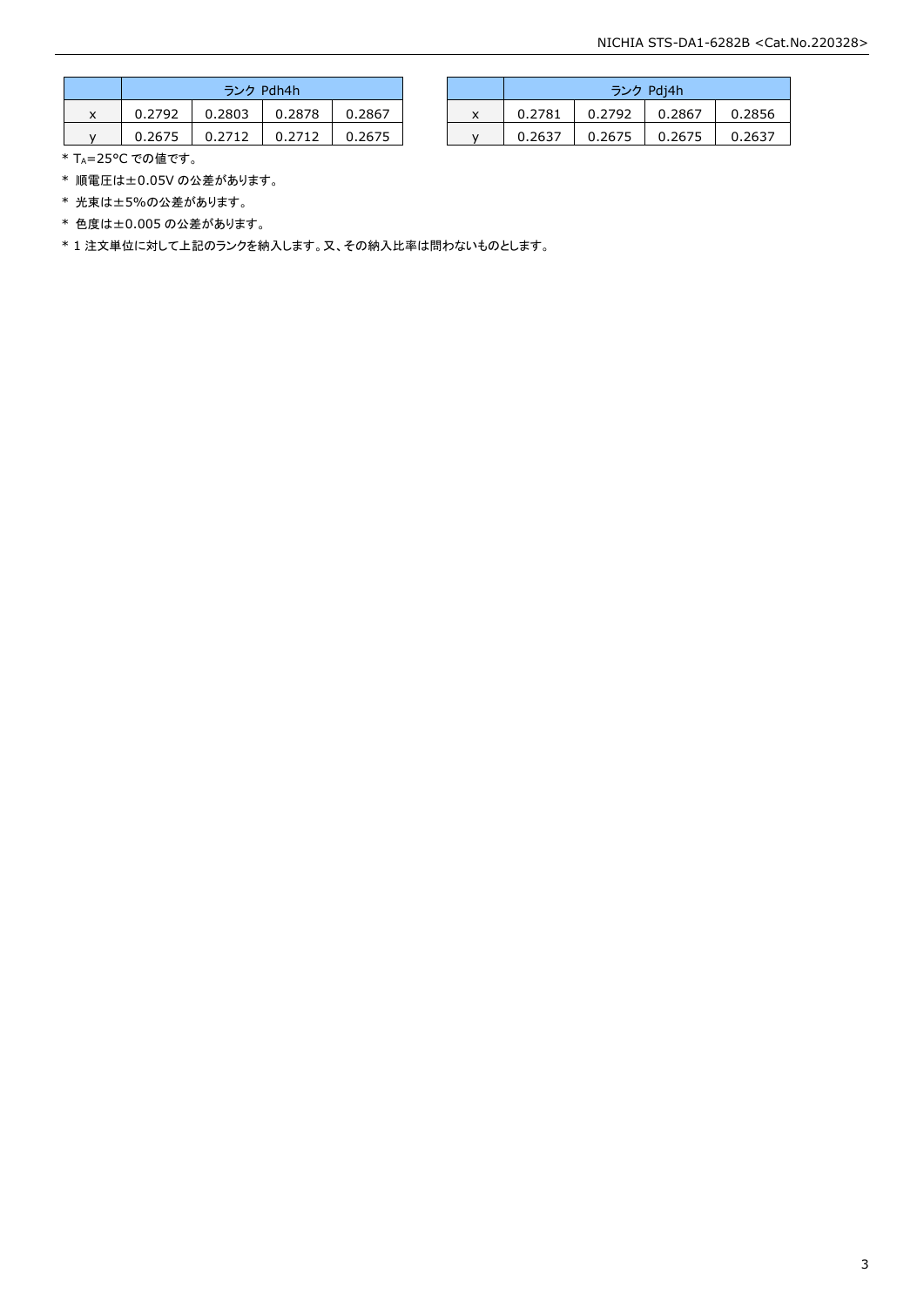| | ランク Pdh4h | | | |
|---|---|---|---|---|
| x | 0.2792 | 0.2803 | 0.2878 | 0.2867 |
| y | 0.2675 | 0.2712 | 0.2712 | 0.2675 |

| | ランク Pdj4h | | | |
|---|---|---|---|---|
| x | 0.2781 | 0.2792 | 0.2867 | 0.2856 |
| y | 0.2637 | 0.2675 | 0.2675 | 0.2637 |

* $T_A$=25°C での値です。

* 順電圧は±0.05V の公差があります。

* 光束は±5%の公差があります。

* 色度は±0.005 の公差があります。

* 1 注文単位に対して上記のランクを納入します。又、その納入比率は問わないものとします。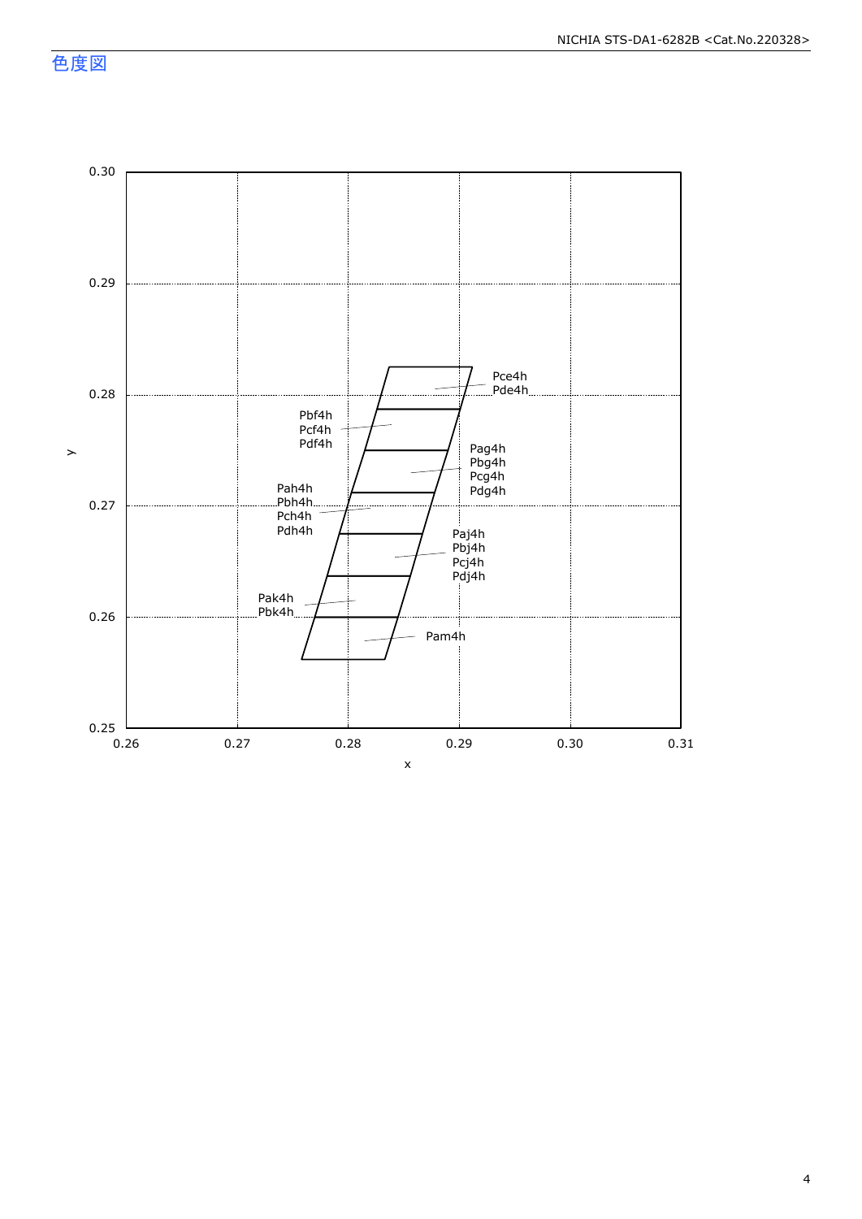## 色度図

y

0.30
0.29
0.28
0.27
0.26
0.25

0.26 0.27 0.28 0.29 0.30 0.31

x

Pce4h
Pde4h

Pbf4h
Pcf4h
Pdf4h

Pag4h
Pbg4h
Pcg4h
Pdg4h

Pah4h
Pbh4h
Pch4h
Pdh4h

Paj4h
Pbj4h
Pcj4h
Pdj4h

Pak4h
Pbk4h

Pam4h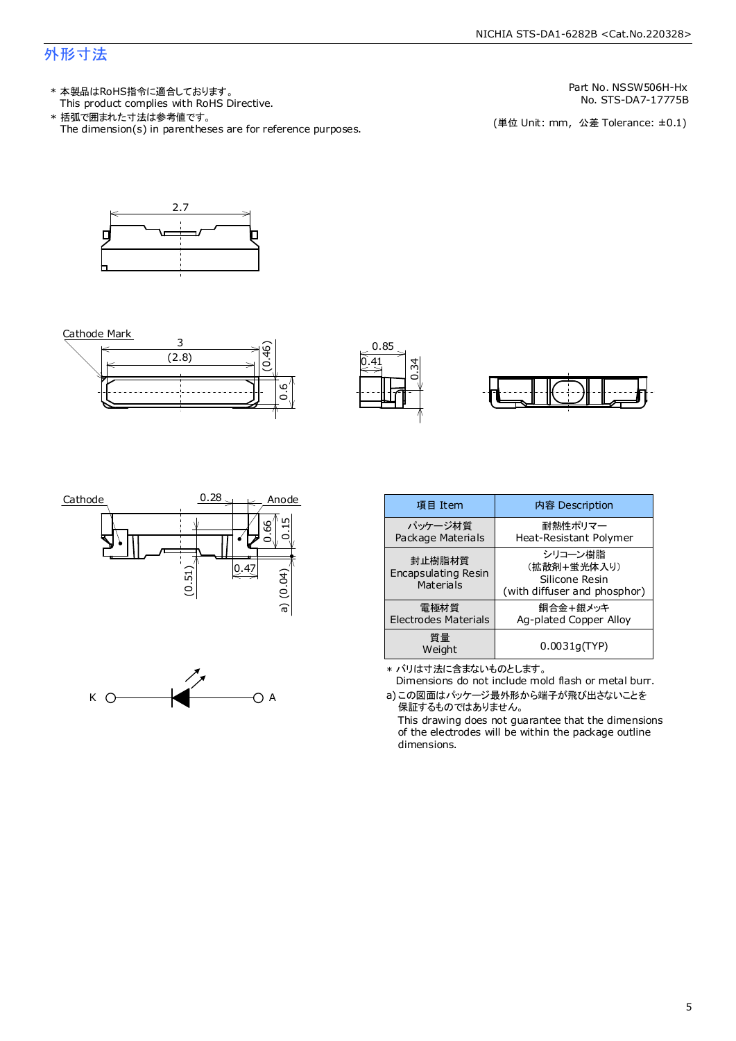# 外形寸法

＊ 本製品はRoHS指令に適合しております。
  This product complies with RoHS Directive.

＊ 括弧で囲まれた寸法は参考値です。
  The dimension(s) in parentheses are for reference purposes.

Part No. NSSW506H-Hx
No. STS-DA7-17775B

(単位 Unit: mm, 公差 Tolerance: ±0.1)

2.7

Cathode Mark

3

(2.8)

(0.46)

0.6

0.85

0.41

0.34

Cathode

0.28

Anode

0.66

0.15

(0.51)

0.47

a) (0.04)

K　A

| 項目 Item | 内容 Description |
|---|---|
| パッケージ材質 Package Materials | 耐熱性ポリマー Heat-Resistant Polymer |
| 封止樹脂材質 Encapsulating Resin Materials | シリコーン樹脂 (拡散剤＋蛍光体入り) Silicone Resin (with diffuser and phosphor) |
| 電極材質 Electrodes Materials | 銅合金＋銀メッキ Ag-plated Copper Alloy |
| 質量 Weight | 0.0031g(TYP) |

＊ バリは寸法に含まないものとします。
  Dimensions do not include mold flash or metal burr.

a) この図面はパッケージ最外形から端子が飛び出さないことを保証するものではありません。
  This drawing does not guarantee that the dimensions of the electrodes will be within the package outline dimensions.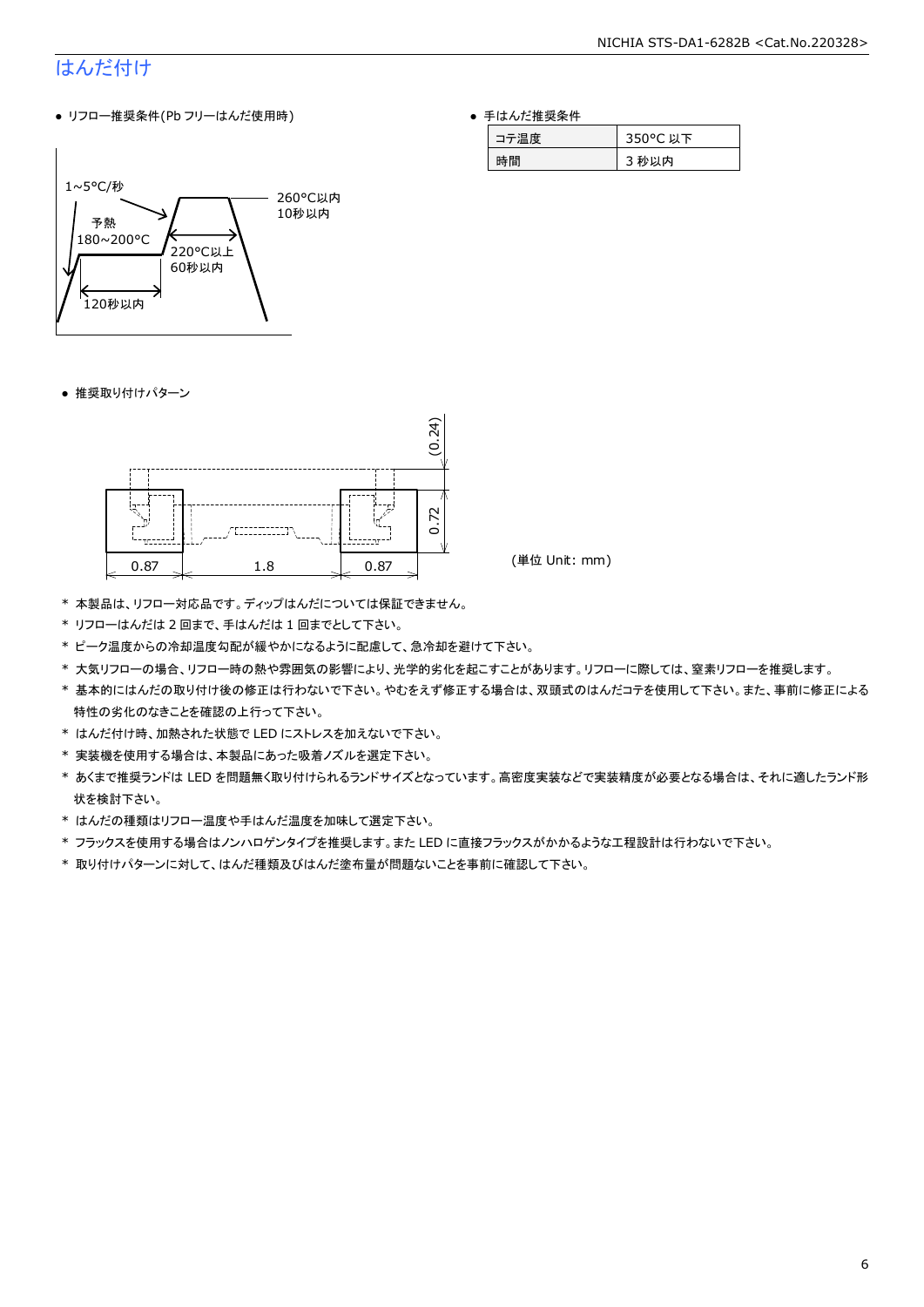# はんだ付け

● リフロー推奨条件(Pb フリーはんだ使用時)

1~5°C/秒

予熱
180~200°C

260°C以内
10秒以内

220°C以上
60秒以内

120秒以内

● 手はんだ推奨条件

| コテ温度 | 350°C 以下 |
|---|---|
| 時間 | 3 秒以内 |

● 推奨取り付けパターン

(0.24)

0.72

0.87　1.8　0.87

(単位 Unit: mm)

* 本製品は、リフロー対応品です。ディップはんだについては保証できません。
* リフローはんだは 2 回まで、手はんだは 1 回までとして下さい。
* ピーク温度からの冷却温度勾配が緩やかになるように配慮して、急冷却を避けて下さい。
* 大気リフローの場合、リフロー時の熱や雰囲気の影響により、光学的劣化を起こすことがあります。リフローに際しては、窒素リフローを推奨します。
* 基本的にはんだの取り付け後の修正は行わないで下さい。やむをえず修正する場合は、双頭式のはんだコテを使用して下さい。また、事前に修正による特性の劣化のなきことを確認の上行って下さい。
* はんだ付け時、加熱された状態で LED にストレスを加えないで下さい。
* 実装機を使用する場合は、本製品にあった吸着ノズルを選定下さい。
* あくまで推奨ランドは LED を問題無く取り付けられるランドサイズとなっています。高密度実装などで実装精度が必要となる場合は、それに適したランド形状を検討下さい。
* はんだの種類はリフロー温度や手はんだ温度を加味して選定下さい。
* フラックスを使用する場合はノンハロゲンタイプを推奨します。また LED に直接フラックスがかかるような工程設計は行わないで下さい。
* 取り付けパターンに対して、はんだ種類及びはんだ塗布量が問題ないことを事前に確認して下さい。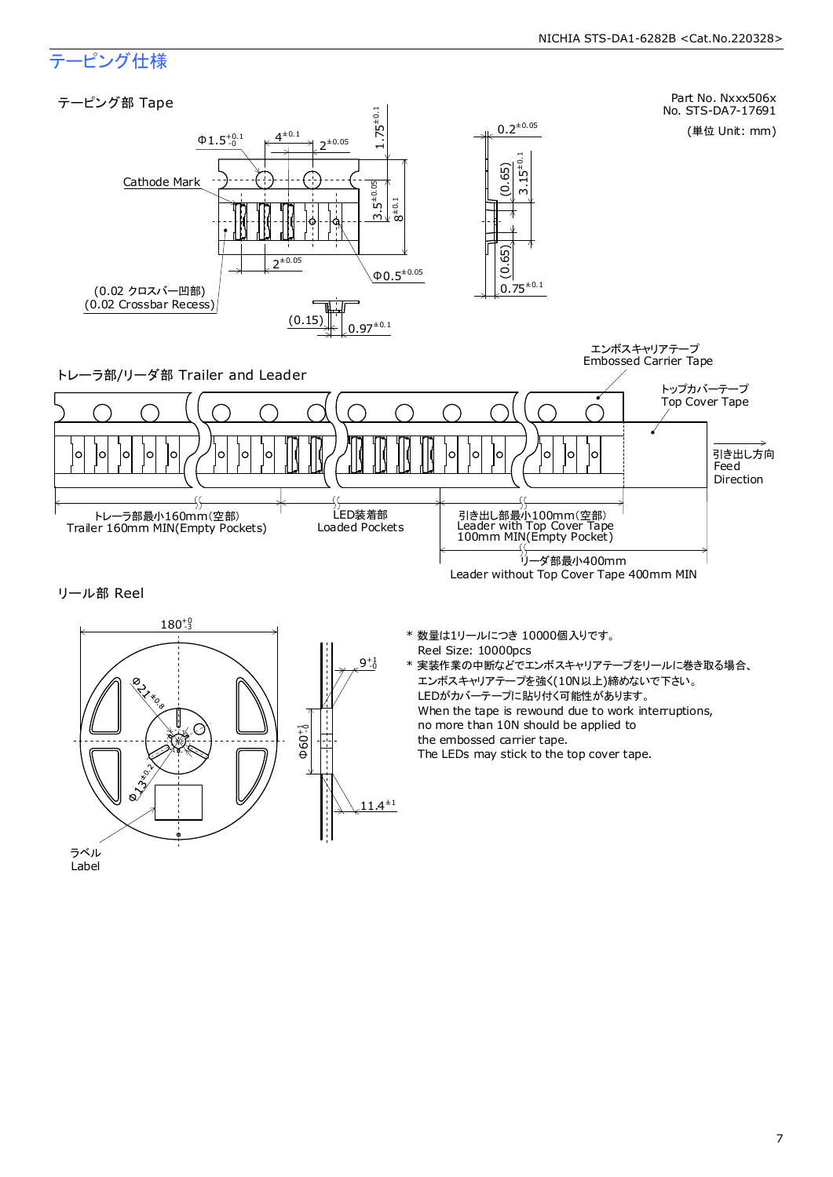# テーピング仕様

Part No. Nxxx506x
No. STS-DA7-17691

(単位 Unit: mm)

## テーピング部 Tape

Cathode Mark

$\Phi 1.5^{+0.1}_{-0}$ $4^{\pm 0.1}$ $2^{\pm 0.05}$ $1.75^{\pm 0.1}$ $3.5^{\pm 0.05}$ $8^{\pm 0.1}$ $2^{\pm 0.05}$ $\Phi 0.5^{\pm 0.05}$

$0.2^{\pm 0.05}$ (0.65) $3.15^{\pm 0.1}$ (0.65) $0.75^{\pm 0.1}$

(0.02 クロスバー凹部)
(0.02 Crossbar Recess)

(0.15) $0.97^{\pm 0.1}$

## トレーラ部/リーダ部 Trailer and Leader

エンボスキャリアテープ
Embossed Carrier Tape

トップカバーテープ
Top Cover Tape

引き出し方向
Feed
Direction

トレーラ部最小160mm(空部)
Trailer 160mm MIN(Empty Pockets)

LED装着部
Loaded Pockets

引き出し部最小100mm(空部)
Leader with Top Cover Tape
100mm MIN(Empty Pocket)

リーダ部最小400mm
Leader without Top Cover Tape 400mm MIN

## リール部 Reel

$180^{+0}_{-3}$ $\Phi 21^{\pm 0.8}$ $\Phi 13^{\pm 0.2}$ $\Phi 60^{+1}_{-0}$ $9^{+1}_{-0}$ $11.4^{\pm 1}$

ラベル
Label

- * 数量は1リールにつき 10000個入りです。
  Reel Size: 10000pcs
- * 実装作業の中断などでエンボスキャリアテープをリールに巻き取る場合、
  エンボスキャリアテープを強く(10N以上)締めないで下さい。
  LEDがカバーテープに貼り付く可能性があります。
  When the tape is rewound due to work interruptions,
  no more than 10N should be applied to
  the embossed carrier tape.
  The LEDs may stick to the top cover tape.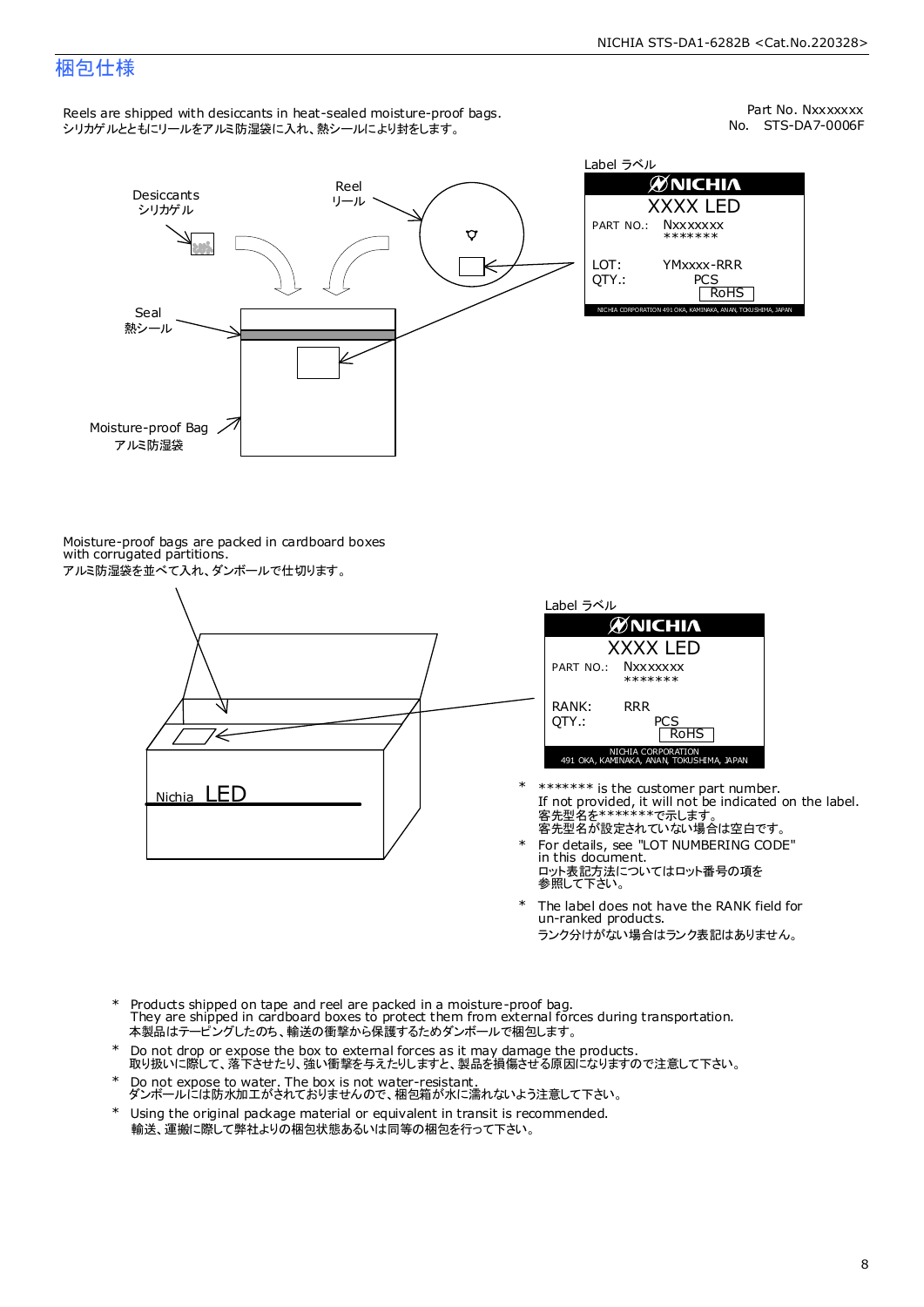## 梱包仕様

Part No. Nxxxxxxx
No.　STS-DA7-0006F

Reels are shipped with desiccants in heat-sealed moisture-proof bags.
シリカゲルとともにリールをアルミ防湿袋に入れ、熱シールにより封をします。

Desiccants
シリカゲル

Reel
リール

Seal
熱シール

Moisture-proof Bag
アルミ防湿袋

Label ラベル

NICHIA
XXXX LED
PART NO.: Nxxxxxxx
\*\*\*\*\*\*\*
LOT: YMxxxx-RRR
QTY.: PCS
RoHS
NICHIA CORPORATION 491 OKA, KAMINAKA, ANAN, TOKUSHIMA, JAPAN

Moisture-proof bags are packed in cardboard boxes with corrugated partitions.
アルミ防湿袋を並べて入れ、ダンボールで仕切ります。

Nichia LED

Label ラベル

NICHIA
XXXX LED
PART NO.: Nxxxxxxx
\*\*\*\*\*\*\*
RANK: RRR
QTY.: PCS
RoHS
NICHIA CORPORATION
491 OKA, KAMINAKA, ANAN, TOKUSHIMA, JAPAN

- \* \*\*\*\*\*\*\* is the customer part number.
  If not provided, it will not be indicated on the label.
  客先型名を\*\*\*\*\*\*\*で示します。
  客先型名が設定されていない場合は空白です。
- \* For details, see "LOT NUMBERING CODE" in this document.
  ロット表記方法についてはロット番号の項を参照して下さい。
- \* The label does not have the RANK field for un-ranked products.
  ランク分けがない場合はランク表記はありません。

- \* Products shipped on tape and reel are packed in a moisture-proof bag.
  They are shipped in cardboard boxes to protect them from external forces during transportation.
  本製品はテーピングしたのち、輸送の衝撃から保護するためダンボールで梱包します。
- \* Do not drop or expose the box to external forces as it may damage the products.
  取り扱いに際して、落下させたり、強い衝撃を与えたりしますと、製品を損傷させる原因になりますので注意して下さい。
- \* Do not expose to water. The box is not water-resistant.
  ダンボールには防水加工がされておりませんので、梱包箱が水に濡れないよう注意して下さい。
- \* Using the original package material or equivalent in transit is recommended.
  輸送、運搬に際して弊社よりの梱包状態あるいは同等の梱包を行って下さい。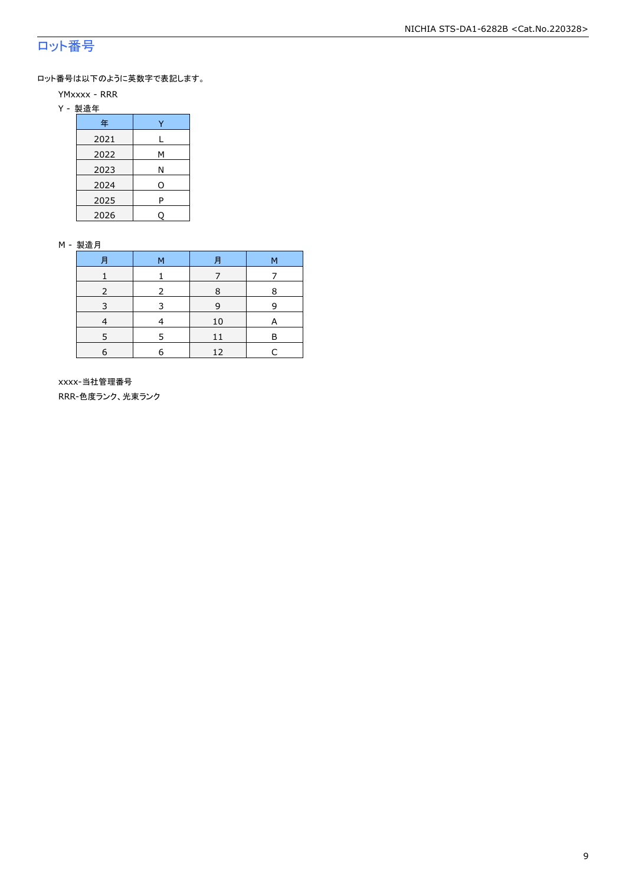## ロット番号

ロット番号は以下のように英数字で表記します。

YMxxxx - RRR

Y - 製造年

| 年 | Y |
|---|---|
| 2021 | L |
| 2022 | M |
| 2023 | N |
| 2024 | O |
| 2025 | P |
| 2026 | Q |

M - 製造月

| 月 | M | 月 | M |
|---|---|---|---|
| 1 | 1 | 7 | 7 |
| 2 | 2 | 8 | 8 |
| 3 | 3 | 9 | 9 |
| 4 | 4 | 10 | A |
| 5 | 5 | 11 | B |
| 6 | 6 | 12 | C |

xxxx-当社管理番号

RRR-色度ランク、光束ランク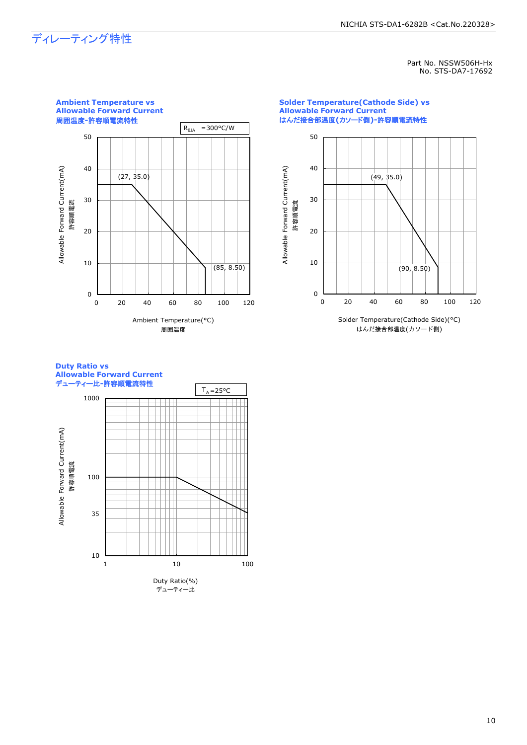# ディレーティング特性

Part No. NSSW506H-Hx
No. STS-DA7-17692

## Ambient Temperature vs Allowable Forward Current
周囲温度-許容順電流特性

$R_{\theta JA}$ =300°C/W

Allowable Forward Current(mA) 許容順電流

(27, 35.0)
(85, 8.50)

Ambient Temperature(°C)
周囲温度

## Solder Temperature(Cathode Side) vs Allowable Forward Current
はんだ接合部温度(カソード側)-許容順電流特性

Allowable Forward Current(mA) 許容順電流

(49, 35.0)
(90, 8.50)

Solder Temperature(Cathode Side)(°C)
はんだ接合部温度(カソード側)

## Duty Ratio vs Allowable Forward Current
デューティー比-許容順電流特性

$T_A$=25°C

Allowable Forward Current(mA) 許容順電流

Duty Ratio(%)
デューティー比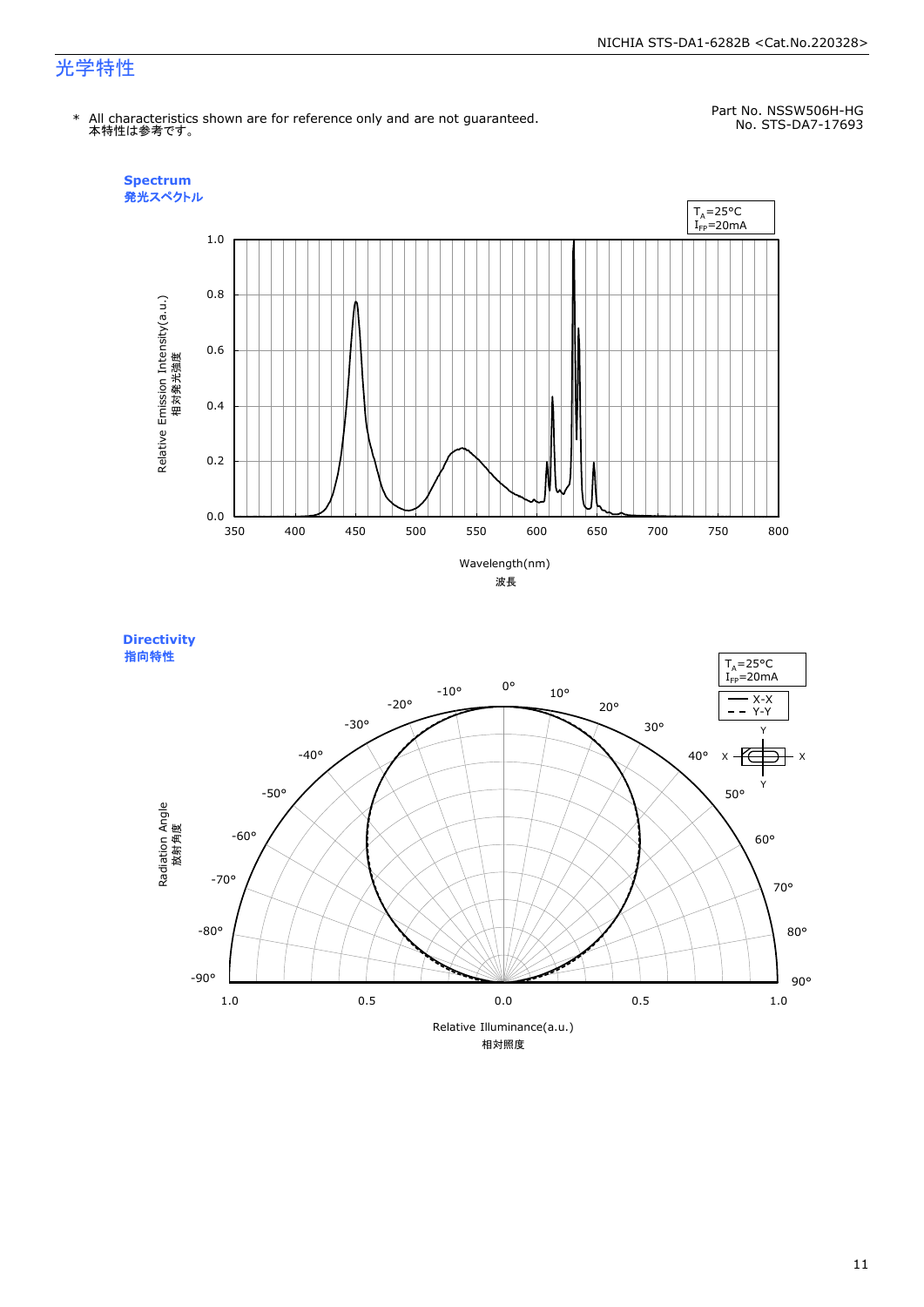# 光学特性

Part No. NSSW506H-HG
No. STS-DA7-17693

\* All characteristics shown are for reference only and are not guaranteed.
本特性は参考です。

**Spectrum**
**発光スペクトル**

$T_A$=25°C
$I_{FP}$=20mA

Relative Emission Intensity(a.u.)
相対発光強度

Wavelength(nm)
波長

**Directivity**
**指向特性**

$T_A$=25°C
$I_{FP}$=20mA

X-X
Y-Y

Radiation Angle
放射角度

Relative Illuminance(a.u.)
相対照度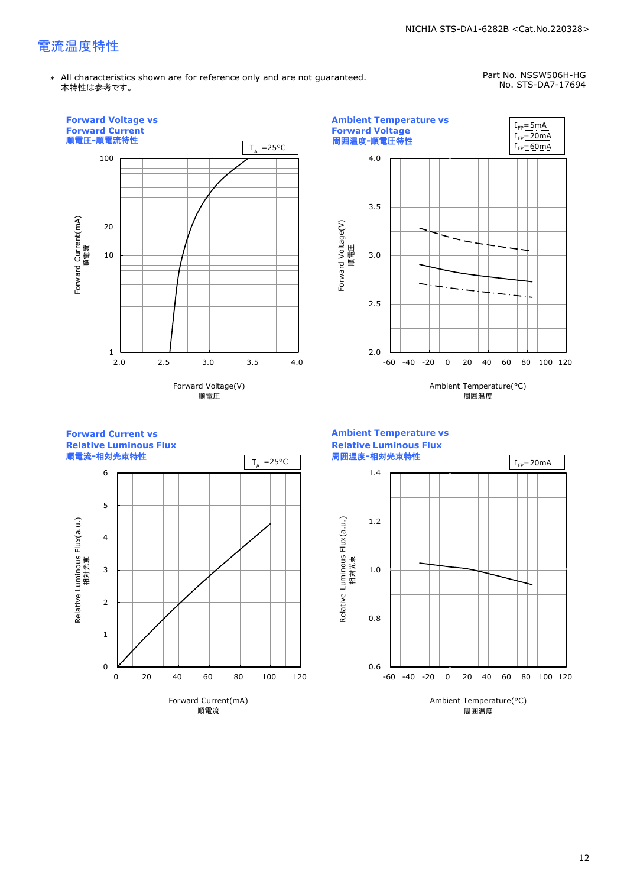# 電流温度特性

* All characteristics shown are for reference only and are not guaranteed.
本特性は参考です。

Part No. NSSW506H-HG
No. STS-DA7-17694

**Forward Voltage vs Forward Current**
**順電圧-順電流特性**

$T_A$ =25°C

Forward Current(mA) 順電流

Forward Voltage(V) 順電圧

**Ambient Temperature vs Forward Voltage**
**周囲温度-順電圧特性**

$I_{FP}$=5mA
$I_{FP}$=20mA
$I_{FP}$=60mA

Forward Voltage(V) 順電圧

Ambient Temperature(°C) 周囲温度

**Forward Current vs Relative Luminous Flux**
**順電流-相対光束特性**

$T_A$ =25°C

Relative Luminous Flux(a.u.) 相対光束

Forward Current(mA) 順電流

**Ambient Temperature vs Relative Luminous Flux**
**周囲温度-相対光束特性**

$I_{FP}$=20mA

Relative Luminous Flux(a.u.) 相対光束

Ambient Temperature(°C) 周囲温度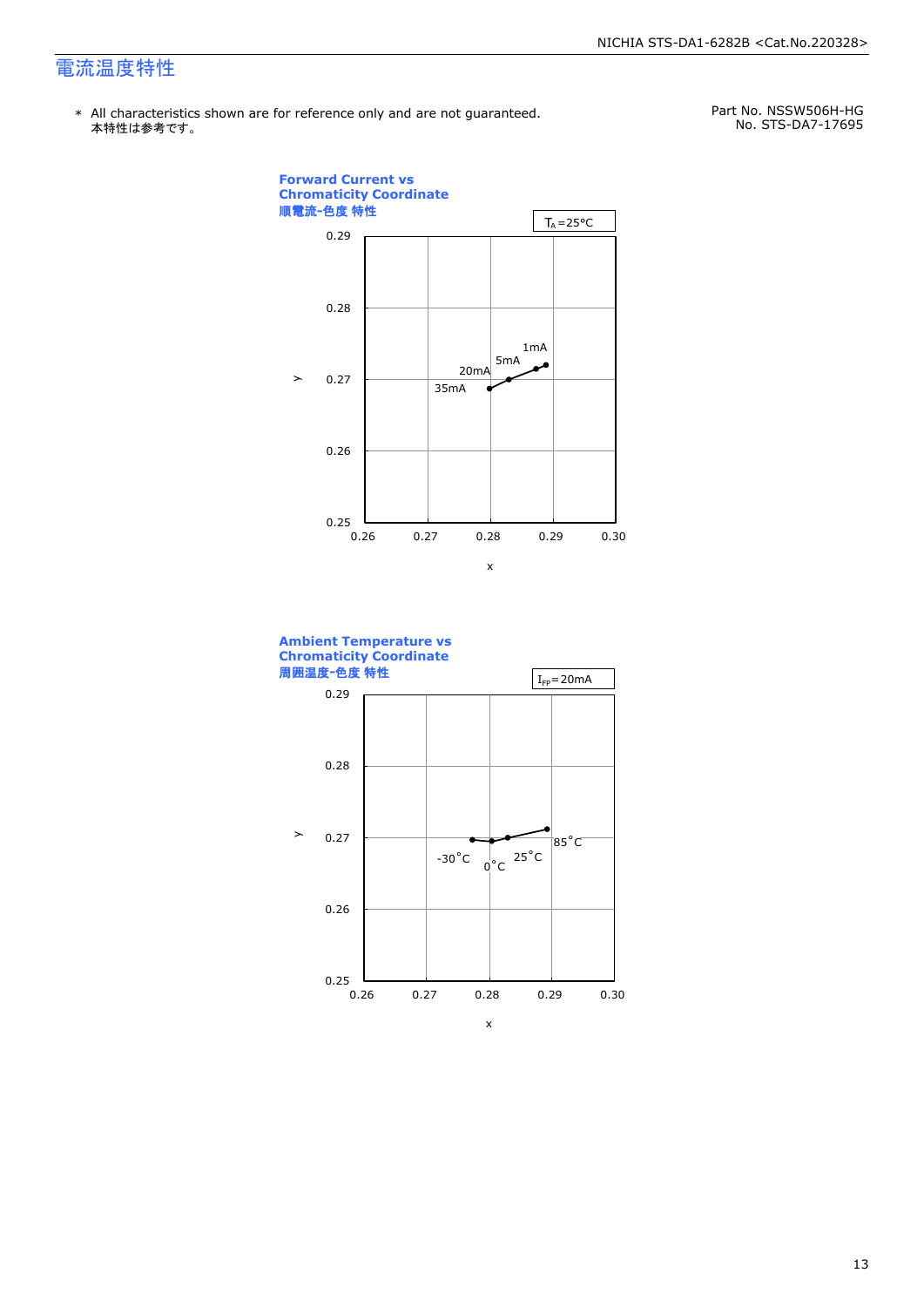# 電流温度特性

＊ All characteristics shown are for reference only and are not guaranteed.
本特性は参考です。

Part No. NSSW506H-HG
No. STS-DA7-17695

**Forward Current vs Chromaticity Coordinate**
**順電流-色度 特性**

$T_A$=25°C

y axis: 0.25 – 0.29; x axis: 0.26 – 0.30

Data labels: 1mA, 5mA, 20mA, 35mA

**Ambient Temperature vs Chromaticity Coordinate**
**周囲温度-色度 特性**

$I_{FP}$=20mA

y axis: 0.25 – 0.29; x axis: 0.26 – 0.30

Data labels: -30°C, 0°C, 25°C, 85°C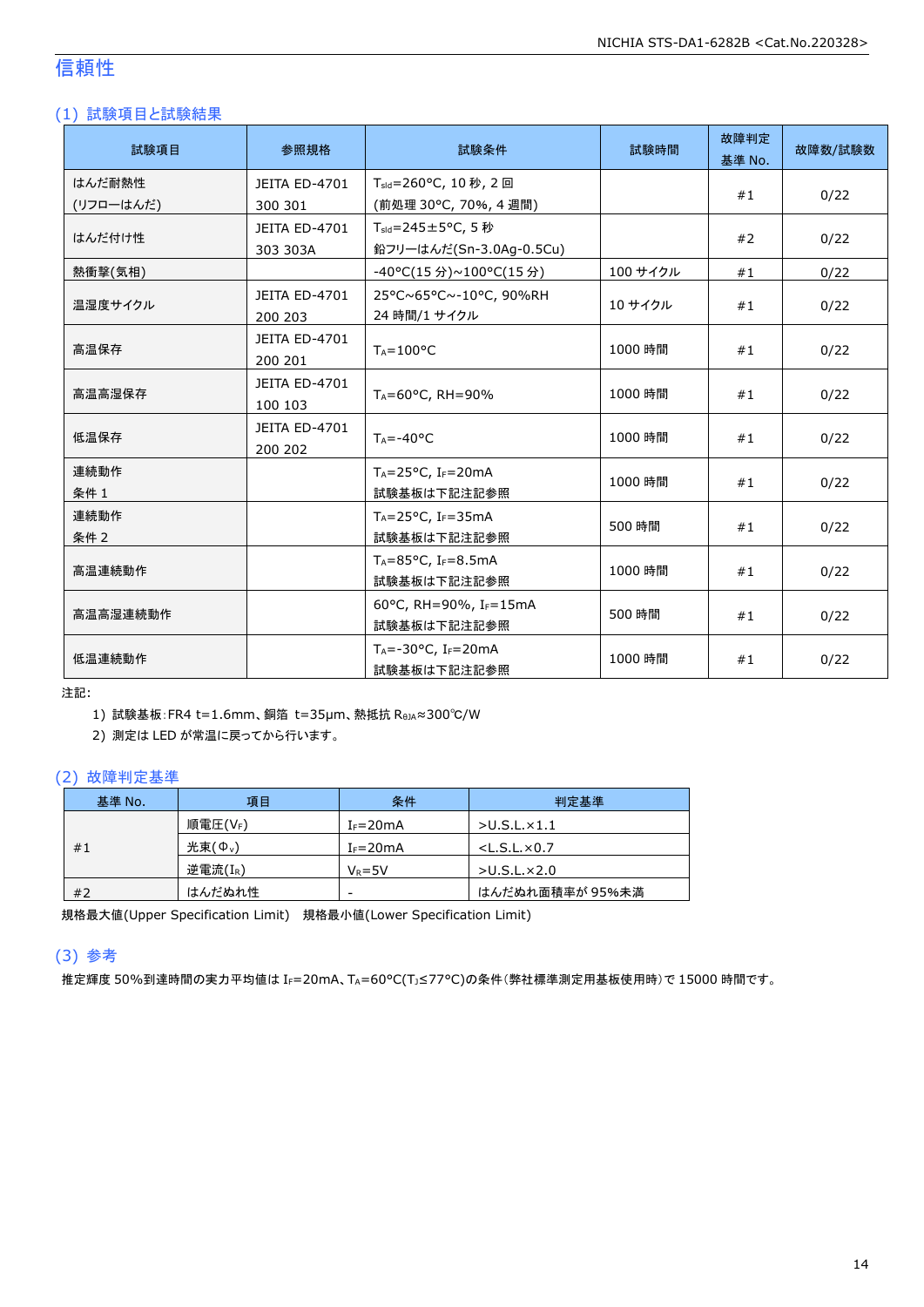# 信頼性

## (1) 試験項目と試験結果

| 試験項目 | 参照規格 | 試験条件 | 試験時間 | 故障判定基準 No. | 故障数/試験数 |
|---|---|---|---|---|---|
| はんだ耐熱性 (リフローはんだ) | JEITA ED-4701 300 301 | $T_{sld}$=260°C, 10 秒, 2 回 (前処理 30°C, 70%, 4 週間) | | #1 | 0/22 |
| はんだ付け性 | JEITA ED-4701 303 303A | $T_{sld}$=245±5°C, 5 秒 鉛フリーはんだ(Sn-3.0Ag-0.5Cu) | | #2 | 0/22 |
| 熱衝撃(気相) | | -40°C(15 分)~100°C(15 分) | 100 サイクル | #1 | 0/22 |
| 温湿度サイクル | JEITA ED-4701 200 203 | 25°C~65°C~-10°C, 90%RH 24 時間/1 サイクル | 10 サイクル | #1 | 0/22 |
| 高温保存 | JEITA ED-4701 200 201 | $T_A$=100°C | 1000 時間 | #1 | 0/22 |
| 高温高湿保存 | JEITA ED-4701 100 103 | $T_A$=60°C, RH=90% | 1000 時間 | #1 | 0/22 |
| 低温保存 | JEITA ED-4701 200 202 | $T_A$=-40°C | 1000 時間 | #1 | 0/22 |
| 連続動作 条件 1 | | $T_A$=25°C, $I_F$=20mA 試験基板は下記注記参照 | 1000 時間 | #1 | 0/22 |
| 連続動作 条件 2 | | $T_A$=25°C, $I_F$=35mA 試験基板は下記注記参照 | 500 時間 | #1 | 0/22 |
| 高温連続動作 | | $T_A$=85°C, $I_F$=8.5mA 試験基板は下記注記参照 | 1000 時間 | #1 | 0/22 |
| 高温高湿連続動作 | | 60°C, RH=90%, $I_F$=15mA 試験基板は下記注記参照 | 500 時間 | #1 | 0/22 |
| 低温連続動作 | | $T_A$=-30°C, $I_F$=20mA 試験基板は下記注記参照 | 1000 時間 | #1 | 0/22 |

注記:

1) 試験基板:FR4 t=1.6mm、銅箔 t=35μm、熱抵抗 $R_{θJA}$≈300℃/W
2) 測定は LED が常温に戻ってから行います。

## (2) 故障判定基準

| 基準 No. | 項目 | 条件 | 判定基準 |
|---|---|---|---|
| #1 | 順電圧($V_F$) | $I_F$=20mA | >U.S.L.×1.1 |
| | 光束($Φ_v$) | $I_F$=20mA | <L.S.L.×0.7 |
| | 逆電流($I_R$) | $V_R$=5V | >U.S.L.×2.0 |
| #2 | はんだぬれ性 | - | はんだぬれ面積率が 95%未満 |

規格最大値(Upper Specification Limit)　規格最小値(Lower Specification Limit)

## (3) 参考

推定輝度 50%到達時間の実力平均値は $I_F$=20mA、$T_A$=60°C($T_J$≤77°C)の条件(弊社標準測定用基板使用時)で 15000 時間です。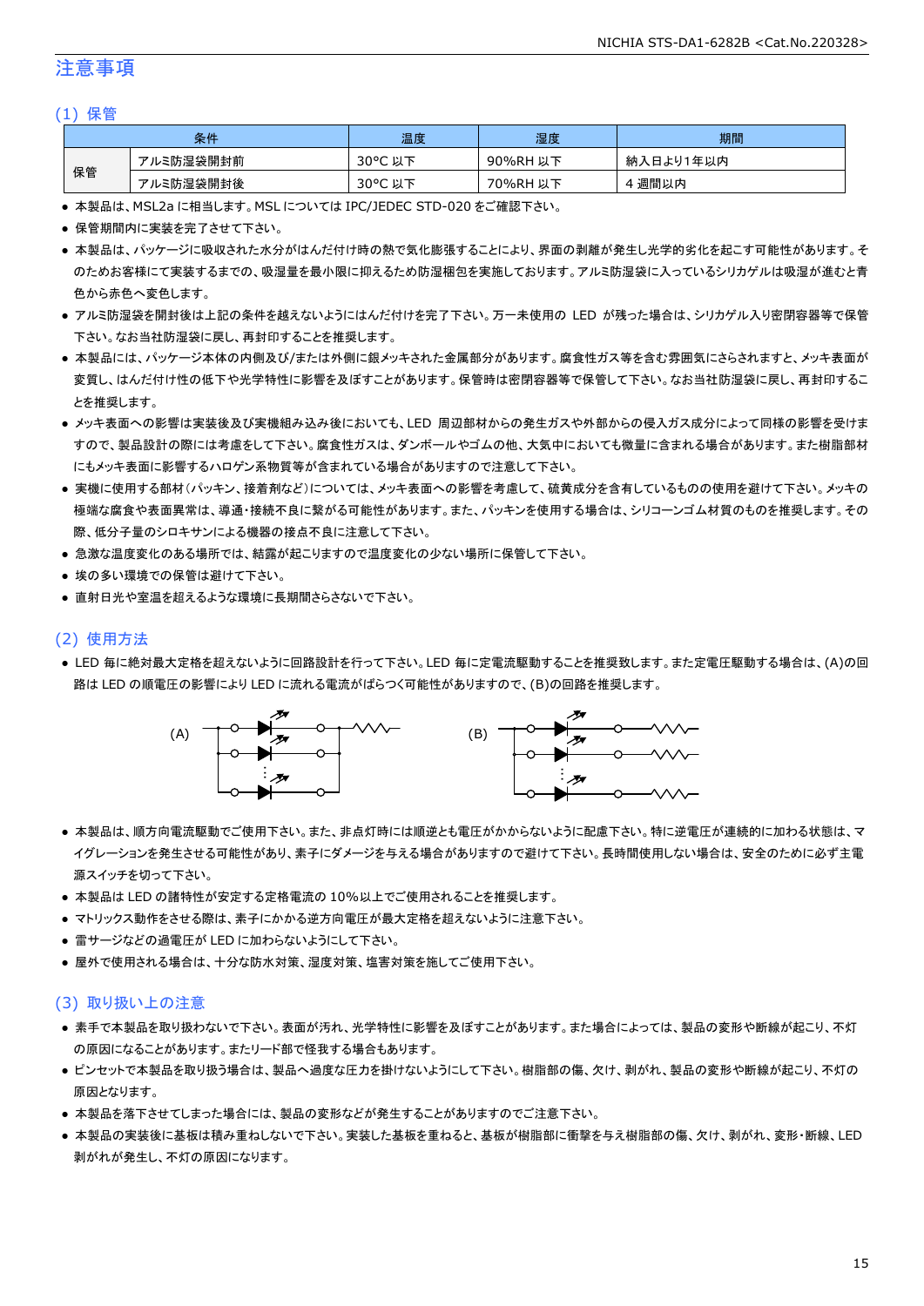# 注意事項

## (1) 保管

| 条件 | | 温度 | 湿度 | 期間 |
|---|---|---|---|---|
| 保管 | アルミ防湿袋開封前 | 30°C 以下 | 90%RH 以下 | 納入日より1年以内 |
| | アルミ防湿袋開封後 | 30°C 以下 | 70%RH 以下 | 4 週間以内 |

- 本製品は、MSL2a に相当します。MSL については IPC/JEDEC STD-020 をご確認下さい。
- 保管期間内に実装を完了させて下さい。
- 本製品は、パッケージに吸収された水分がはんだ付け時の熱で気化膨張することにより、界面の剥離が発生し光学的劣化を起こす可能性があります。そのためお客様にて実装するまでの、吸湿量を最小限に抑えるため防湿梱包を実施しております。アルミ防湿袋に入っているシリカゲルは吸湿が進むと青色から赤色へ変色します。
- アルミ防湿袋を開封後は上記の条件を越えないようにはんだ付けを完了下さい。万一未使用の LED が残った場合は、シリカゲル入り密閉容器等で保管下さい。なお当社防湿袋に戻し、再封印することを推奨します。
- 本製品には、パッケージ本体の内側及び/または外側に銀メッキされた金属部分があります。腐食性ガス等を含む雰囲気にさらされますと、メッキ表面が変質し、はんだ付け性の低下や光学特性に影響を及ぼすことがあります。保管時は密閉容器等で保管して下さい。なお当社防湿袋に戻し、再封印することを推奨します。
- メッキ表面への影響は実装後及び実機組み込み後においても、LED 周辺部材からの発生ガスや外部からの侵入ガス成分によって同様の影響を受けますので、製品設計の際には考慮をして下さい。腐食性ガスは、ダンボールやゴムの他、大気中においても微量に含まれる場合があります。また樹脂部材にもメッキ表面に影響するハロゲン系物質等が含まれている場合がありますので注意して下さい。
- 実機に使用する部材(パッキン、接着剤など)については、メッキ表面への影響を考慮して、硫黄成分を含有しているものの使用を避けて下さい。メッキの極端な腐食や表面異常は、導通・接続不良に繋がる可能性があります。また、パッキンを使用する場合は、シリコーンゴム材質のものを推奨します。その際、低分子量のシロキサンによる機器の接点不良に注意して下さい。
- 急激な温度変化のある場所では、結露が起こりますので温度変化の少ない場所に保管して下さい。
- 埃の多い環境での保管は避けて下さい。
- 直射日光や室温を超えるような環境に長期間さらさないで下さい。

## (2) 使用方法

- LED 毎に絶対最大定格を超えないように回路設計を行って下さい。LED 毎に定電流駆動することを推奨致します。また定電圧駆動する場合は、(A)の回路は LED の順電圧の影響により LED に流れる電流がばらつく可能性がありますので、(B)の回路を推奨します。

(A) (B)

- 本製品は、順方向電流駆動でご使用下さい。また、非点灯時には順逆とも電圧がかからないように配慮下さい。特に逆電圧が連続的に加わる状態は、マイグレーションを発生させる可能性があり、素子にダメージを与える場合がありますので避けて下さい。長時間使用しない場合は、安全のために必ず主電源スイッチを切って下さい。
- 本製品は LED の諸特性が安定する定格電流の 10%以上でご使用されることを推奨します。
- マトリックス動作をさせる際は、素子にかかる逆方向電圧が最大定格を超えないように注意下さい。
- 雷サージなどの過電圧が LED に加わらないようにして下さい。
- 屋外で使用される場合は、十分な防水対策、湿度対策、塩害対策を施してご使用下さい。

## (3) 取り扱い上の注意

- 素手で本製品を取り扱わないで下さい。表面が汚れ、光学特性に影響を及ぼすことがあります。また場合によっては、製品の変形や断線が起こり、不灯の原因になることがあります。またリード部で怪我する場合もあります。
- ピンセットで本製品を取り扱う場合は、製品へ過度な圧力を掛けないようにして下さい。樹脂部の傷、欠け、剥がれ、製品の変形や断線が起こり、不灯の原因となります。
- 本製品を落下させてしまった場合には、製品の変形などが発生することがありますのでご注意下さい。
- 本製品の実装後に基板は積み重ねしないで下さい。実装した基板を重ねると、基板が樹脂部に衝撃を与え樹脂部の傷、欠け、剥がれ、変形・断線、LED 剥がれが発生し、不灯の原因になります。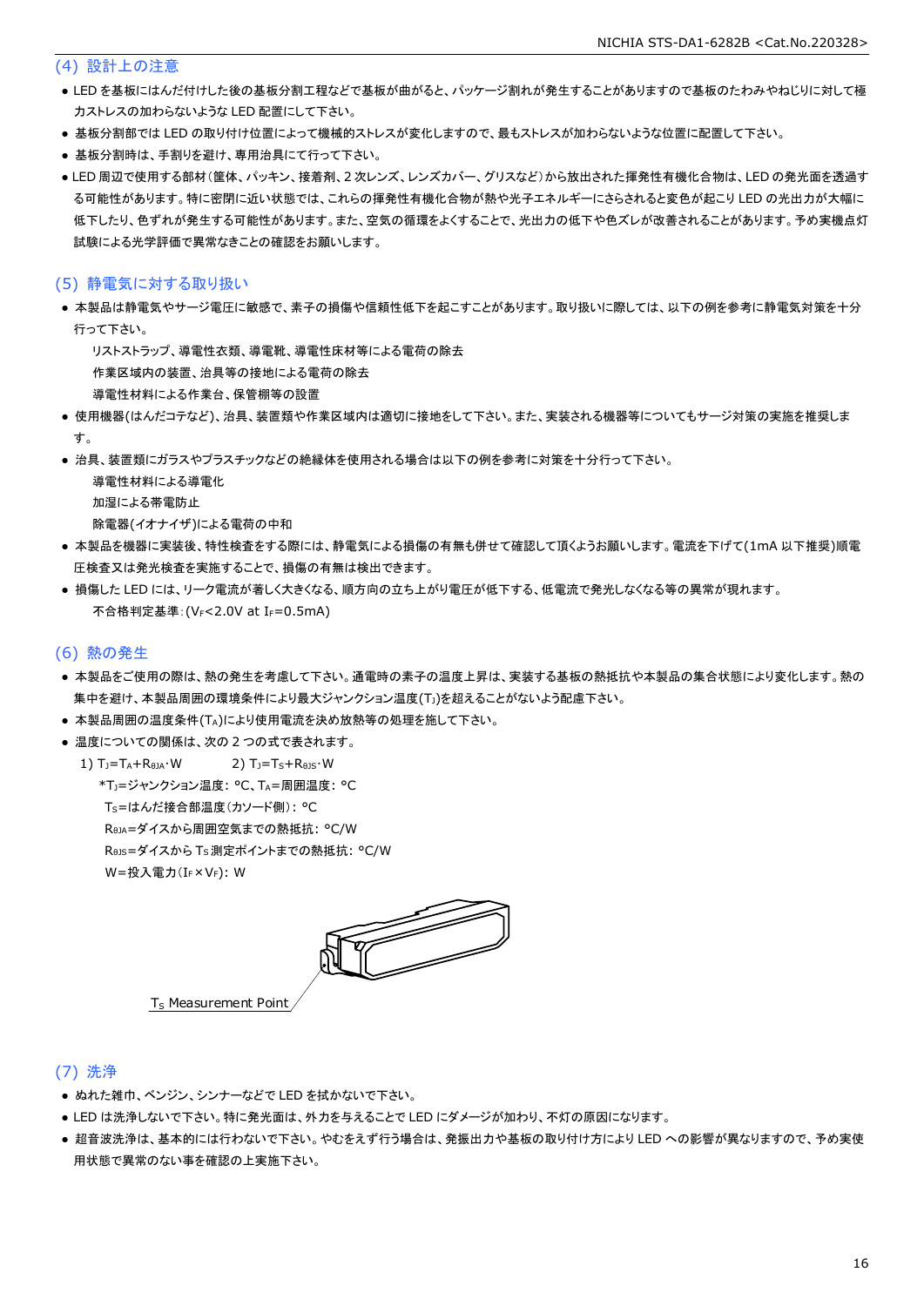## (4) 設計上の注意

- LED を基板にはんだ付けした後の基板分割工程などで基板が曲がると、パッケージ割れが発生することがありますので基板のたわみやねじりに対して極力ストレスの加わらないような LED 配置にして下さい。
- 基板分割部では LED の取り付け位置によって機械的ストレスが変化しますので、最もストレスが加わらないような位置に配置して下さい。
- 基板分割時は、手割りを避け、専用治具にて行って下さい。
- LED 周辺で使用する部材（筐体、パッキン、接着剤、2 次レンズ、レンズカバー、グリスなど）から放出された揮発性有機化合物は、LED の発光面を透過する可能性があります。特に密閉に近い状態では、これらの揮発性有機化合物が熱や光子エネルギーにさらされると変色が起こり LED の光出力が大幅に低下したり、色ずれが発生する可能性があります。また、空気の循環をよくすることで、光出力の低下や色ズレが改善されることがあります。予め実機点灯試験による光学評価で異常なきことの確認をお願いします。

## (5) 静電気に対する取り扱い

- 本製品は静電気やサージ電圧に敏感で、素子の損傷や信頼性低下を起こすことがあります。取り扱いに際しては、以下の例を参考に静電気対策を十分行って下さい。
  - リストストラップ、導電性衣類、導電靴、導電性床材等による電荷の除去
  - 作業区域内の装置、治具等の接地による電荷の除去
  - 導電性材料による作業台、保管棚等の設置
- 使用機器(はんだコテなど)、治具、装置類や作業区域内は適切に接地をして下さい。また、実装される機器等についてもサージ対策の実施を推奨します。
- 治具、装置類にガラスやプラスチックなどの絶縁体を使用される場合は以下の例を参考に対策を十分行って下さい。
  - 導電性材料による導電化
  - 加湿による帯電防止
  - 除電器(イオナイザ)による電荷の中和
- 本製品を機器に実装後、特性検査をする際には、静電気による損傷の有無も併せて確認して頂くようお願いします。電流を下げて(1mA 以下推奨)順電圧検査又は発光検査を実施することで、損傷の有無は検出できます。
- 損傷した LED には、リーク電流が著しく大きくなる、順方向の立ち上がり電圧が低下する、低電流で発光しなくなる等の異常が現れます。
  - 不合格判定基準：($V_F$<2.0V at $I_F$=0.5mA)

## (6) 熱の発生

- 本製品をご使用の際は、熱の発生を考慮して下さい。通電時の素子の温度上昇は、実装する基板の熱抵抗や本製品の集合状態により変化します。熱の集中を避け、本製品周囲の環境条件により最大ジャンクション温度($T_J$)を超えることがないよう配慮下さい。
- 本製品周囲の温度条件($T_A$)により使用電流を決め放熱等の処理を施して下さい。
- 温度についての関係は、次の 2 つの式で表されます。

1) $T_J=T_A+R_{\theta JA}\cdot W$　　　2) $T_J=T_S+R_{\theta JS}\cdot W$

*$T_J$=ジャンクション温度: °C、$T_A$=周囲温度: °C

$T_S$=はんだ接合部温度(カソード側): °C

$R_{\theta JA}$=ダイスから周囲空気までの熱抵抗: °C/W

$R_{\theta JS}$=ダイスから $T_S$ 測定ポイントまでの熱抵抗: °C/W

W=投入電力($I_F\times V_F$): W

$T_S$ Measurement Point

## (7) 洗浄

- ぬれた雑巾、ベンジン、シンナーなどで LED を拭かないで下さい。
- LED は洗浄しないで下さい。特に発光面は、外力を与えることで LED にダメージが加わり、不灯の原因になります。
- 超音波洗浄は、基本的には行わないで下さい。やむをえず行う場合は、発振出力や基板の取り付け方により LED への影響が異なりますので、予め実使用状態で異常のない事を確認の上実施下さい。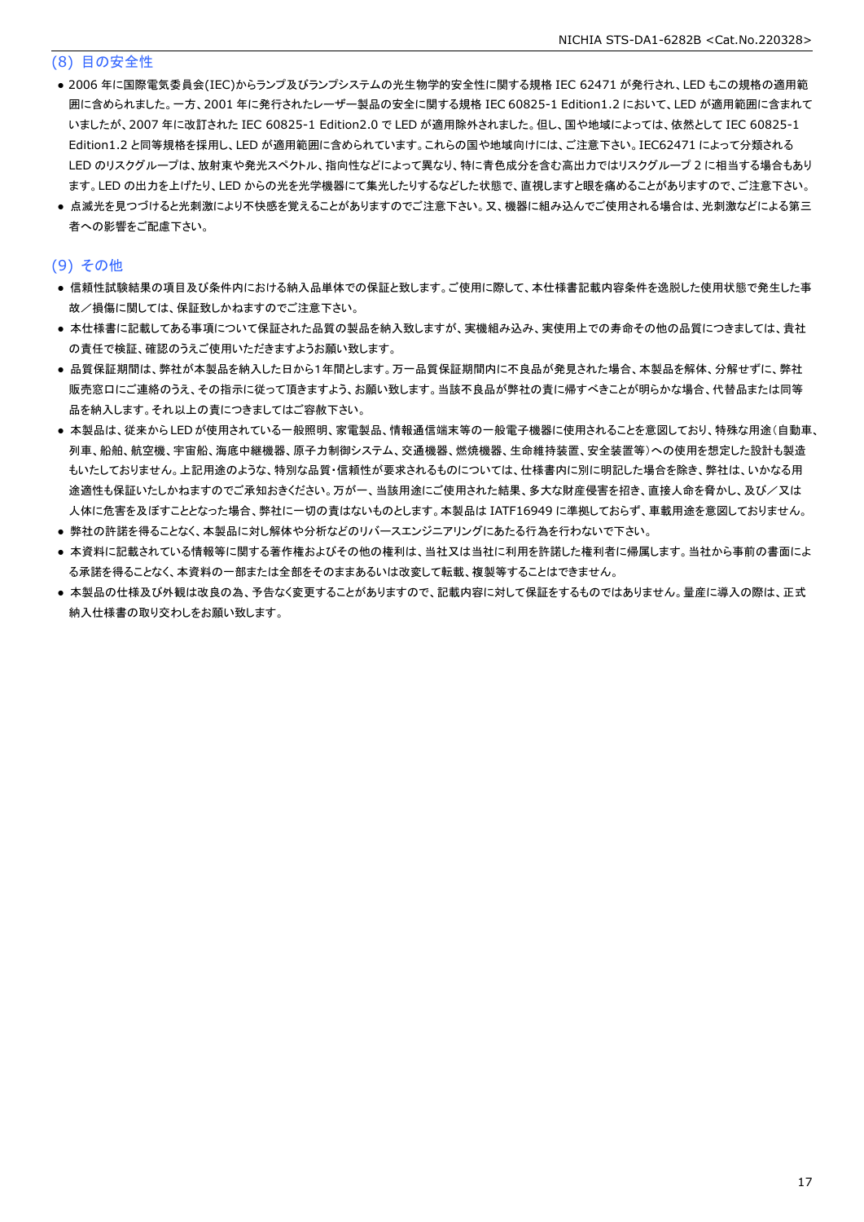## (8) 目の安全性

- 2006 年に国際電気委員会(IEC)からランプ及びランプシステムの光生物学的安全性に関する規格 IEC 62471 が発行され、LED もこの規格の適用範囲に含められました。一方、2001 年に発行されたレーザー製品の安全に関する規格 IEC 60825-1 Edition1.2 において、LED が適用範囲に含まれていましたが、2007 年に改訂された IEC 60825-1 Edition2.0 で LED が適用除外されました。但し、国や地域によっては、依然として IEC 60825-1 Edition1.2 と同等規格を採用し、LED が適用範囲に含められています。これらの国や地域向けには、ご注意下さい。IEC62471 によって分類される LED のリスクグループは、放射束や発光スペクトル、指向性などによって異なり、特に青色成分を含む高出力ではリスクグループ 2 に相当する場合もあります。LED の出力を上げたり、LED からの光を光学機器にて集光したりするなどした状態で、直視しますと眼を痛めることがありますので、ご注意下さい。
- 点滅光を見つづけると光刺激により不快感を覚えることがありますのでご注意下さい。又、機器に組み込んでご使用される場合は、光刺激などによる第三者への影響をご配慮下さい。

## (9) その他

- 信頼性試験結果の項目及び条件内における納入品単体での保証と致します。ご使用に際して、本仕様書記載内容条件を逸脱した使用状態で発生した事故／損傷に関しては、保証致しかねますのでご注意下さい。
- 本仕様書に記載してある事項について保証された品質の製品を納入致しますが、実機組み込み、実使用上での寿命その他の品質につきましては、貴社の責任で検証、確認のうえご使用いただきますようお願い致します。
- 品質保証期間は、弊社が本製品を納入した日から1年間とします。万一品質保証期間内に不良品が発見された場合、本製品を解体、分解せずに、弊社販売窓口にご連絡のうえ、その指示に従って頂きますよう、お願い致します。当該不良品が弊社の責に帰すべきことが明らかな場合、代替品または同等品を納入します。それ以上の責につきましてはご容赦下さい。
- 本製品は、従来からLEDが使用されている一般照明、家電製品、情報通信端末等の一般電子機器に使用されることを意図しており、特殊な用途（自動車、列車、船舶、航空機、宇宙船、海底中継機器、原子力制御システム、交通機器、燃焼機器、生命維持装置、安全装置等）への使用を想定した設計も製造もいたしておりません。上記用途のような、特別な品質･信頼性が要求されるものについては、仕様書内に別に明記した場合を除き、弊社は、いかなる用途適性も保証いたしかねますのでご承知おきください。万が一、当該用途にご使用された結果、多大な財産侵害を招き、直接人命を脅かし、及び／又は人体に危害を及ぼすこととなった場合、弊社に一切の責はないものとします。本製品は IATF16949 に準拠しておらず、車載用途を意図しておりません。
- 弊社の許諾を得ることなく、本製品に対し解体や分析などのリバースエンジニアリングにあたる行為を行わないで下さい。
- 本資料に記載されている情報等に関する著作権およびその他の権利は、当社又は当社に利用を許諾した権利者に帰属します。当社から事前の書面による承諾を得ることなく、本資料の一部または全部をそのままあるいは改変して転載、複製等することはできません。
- 本製品の仕様及び外観は改良の為、予告なく変更することがありますので、記載内容に対して保証をするものではありません。量産に導入の際は、正式納入仕様書の取り交わしをお願い致します。